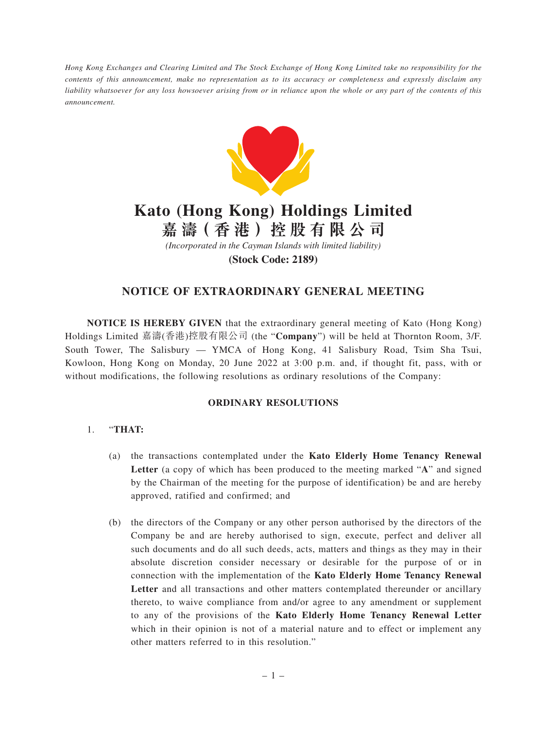*Hong Kong Exchanges and Clearing Limited and The Stock Exchange of Hong Kong Limited take no responsibility for the contents of this announcement, make no representation as to its accuracy or completeness and expressly disclaim any liability whatsoever for any loss howsoever arising from or in reliance upon the whole or any part of the contents of this announcement.*

# Kato (Hong Kong) Holdings Limited
# 嘉濤(香港)控股有限公司

*(Incorporated in the Cayman Islands with limited liability)*

**(Stock Code: 2189)**

## NOTICE OF EXTRAORDINARY GENERAL MEETING

**NOTICE IS HEREBY GIVEN** that the extraordinary general meeting of Kato (Hong Kong) Holdings Limited 嘉濤(香港)控股有限公司 (the "**Company**") will be held at Thornton Room, 3/F. South Tower, The Salisbury — YMCA of Hong Kong, 41 Salisbury Road, Tsim Sha Tsui, Kowloon, Hong Kong on Monday, 20 June 2022 at 3:00 p.m. and, if thought fit, pass, with or without modifications, the following resolutions as ordinary resolutions of the Company:

**ORDINARY RESOLUTIONS**

1. "**THAT:**

   (a) the transactions contemplated under the **Kato Elderly Home Tenancy Renewal Letter** (a copy of which has been produced to the meeting marked "**A**" and signed by the Chairman of the meeting for the purpose of identification) be and are hereby approved, ratified and confirmed; and

   (b) the directors of the Company or any other person authorised by the directors of the Company be and are hereby authorised to sign, execute, perfect and deliver all such documents and do all such deeds, acts, matters and things as they may in their absolute discretion consider necessary or desirable for the purpose of or in connection with the implementation of the **Kato Elderly Home Tenancy Renewal Letter** and all transactions and other matters contemplated thereunder or ancillary thereto, to waive compliance from and/or agree to any amendment or supplement to any of the provisions of the **Kato Elderly Home Tenancy Renewal Letter** which in their opinion is not of a material nature and to effect or implement any other matters referred to in this resolution."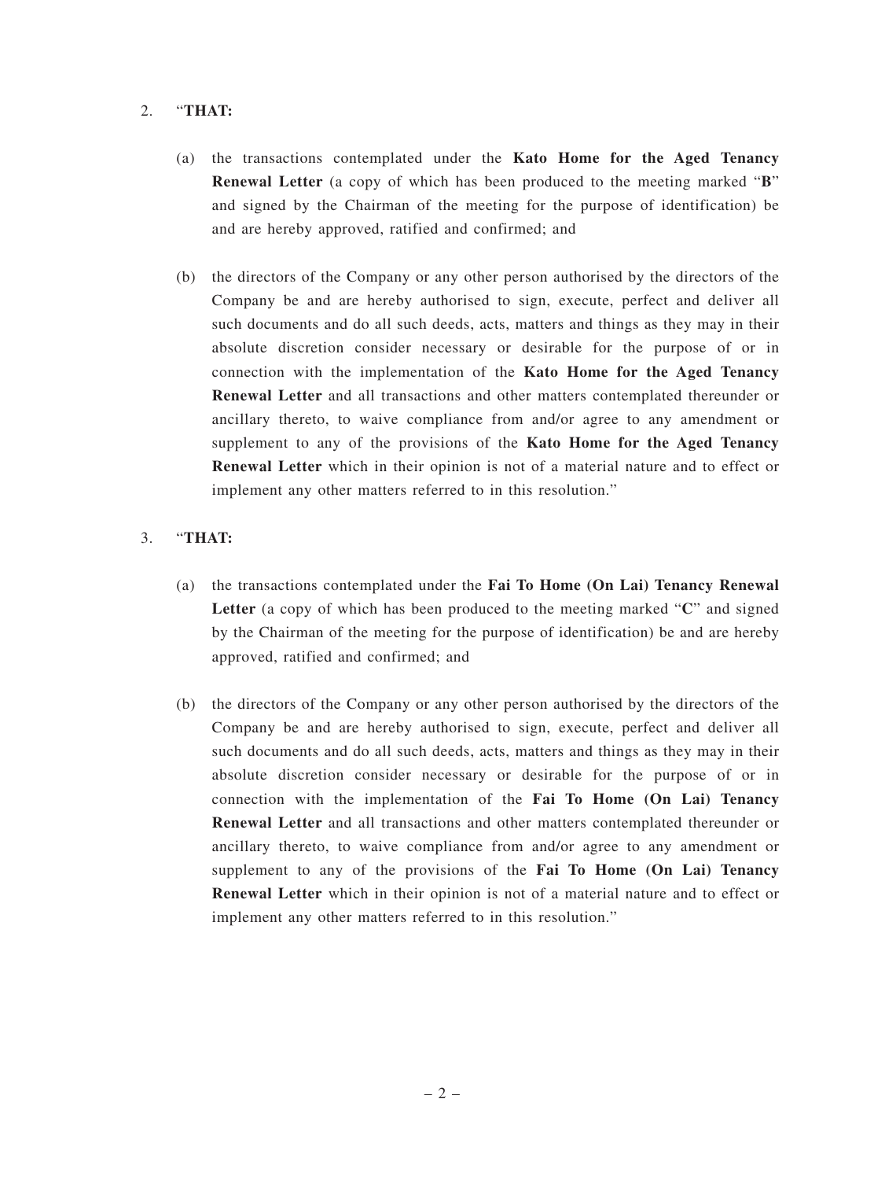2. "**THAT:**

   (a) the transactions contemplated under the **Kato Home for the Aged Tenancy Renewal Letter** (a copy of which has been produced to the meeting marked "**B**" and signed by the Chairman of the meeting for the purpose of identification) be and are hereby approved, ratified and confirmed; and

   (b) the directors of the Company or any other person authorised by the directors of the Company be and are hereby authorised to sign, execute, perfect and deliver all such documents and do all such deeds, acts, matters and things as they may in their absolute discretion consider necessary or desirable for the purpose of or in connection with the implementation of the **Kato Home for the Aged Tenancy Renewal Letter** and all transactions and other matters contemplated thereunder or ancillary thereto, to waive compliance from and/or agree to any amendment or supplement to any of the provisions of the **Kato Home for the Aged Tenancy Renewal Letter** which in their opinion is not of a material nature and to effect or implement any other matters referred to in this resolution."

3. "**THAT:**

   (a) the transactions contemplated under the **Fai To Home (On Lai) Tenancy Renewal Letter** (a copy of which has been produced to the meeting marked "**C**" and signed by the Chairman of the meeting for the purpose of identification) be and are hereby approved, ratified and confirmed; and

   (b) the directors of the Company or any other person authorised by the directors of the Company be and are hereby authorised to sign, execute, perfect and deliver all such documents and do all such deeds, acts, matters and things as they may in their absolute discretion consider necessary or desirable for the purpose of or in connection with the implementation of the **Fai To Home (On Lai) Tenancy Renewal Letter** and all transactions and other matters contemplated thereunder or ancillary thereto, to waive compliance from and/or agree to any amendment or supplement to any of the provisions of the **Fai To Home (On Lai) Tenancy Renewal Letter** which in their opinion is not of a material nature and to effect or implement any other matters referred to in this resolution."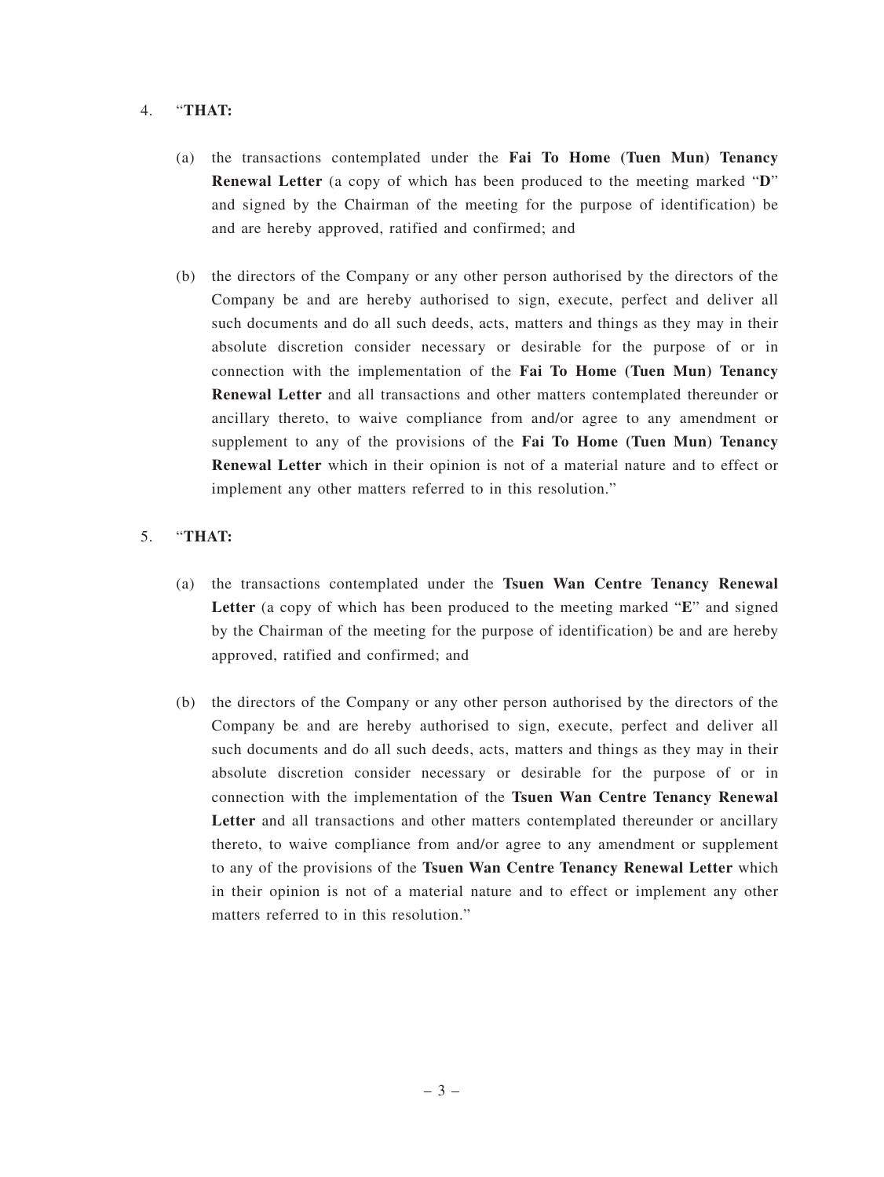4. "**THAT:**

   (a) the transactions contemplated under the **Fai To Home (Tuen Mun) Tenancy Renewal Letter** (a copy of which has been produced to the meeting marked "**D**" and signed by the Chairman of the meeting for the purpose of identification) be and are hereby approved, ratified and confirmed; and

   (b) the directors of the Company or any other person authorised by the directors of the Company be and are hereby authorised to sign, execute, perfect and deliver all such documents and do all such deeds, acts, matters and things as they may in their absolute discretion consider necessary or desirable for the purpose of or in connection with the implementation of the **Fai To Home (Tuen Mun) Tenancy Renewal Letter** and all transactions and other matters contemplated thereunder or ancillary thereto, to waive compliance from and/or agree to any amendment or supplement to any of the provisions of the **Fai To Home (Tuen Mun) Tenancy Renewal Letter** which in their opinion is not of a material nature and to effect or implement any other matters referred to in this resolution."

5. "**THAT:**

   (a) the transactions contemplated under the **Tsuen Wan Centre Tenancy Renewal Letter** (a copy of which has been produced to the meeting marked "**E**" and signed by the Chairman of the meeting for the purpose of identification) be and are hereby approved, ratified and confirmed; and

   (b) the directors of the Company or any other person authorised by the directors of the Company be and are hereby authorised to sign, execute, perfect and deliver all such documents and do all such deeds, acts, matters and things as they may in their absolute discretion consider necessary or desirable for the purpose of or in connection with the implementation of the **Tsuen Wan Centre Tenancy Renewal Letter** and all transactions and other matters contemplated thereunder or ancillary thereto, to waive compliance from and/or agree to any amendment or supplement to any of the provisions of the **Tsuen Wan Centre Tenancy Renewal Letter** which in their opinion is not of a material nature and to effect or implement any other matters referred to in this resolution."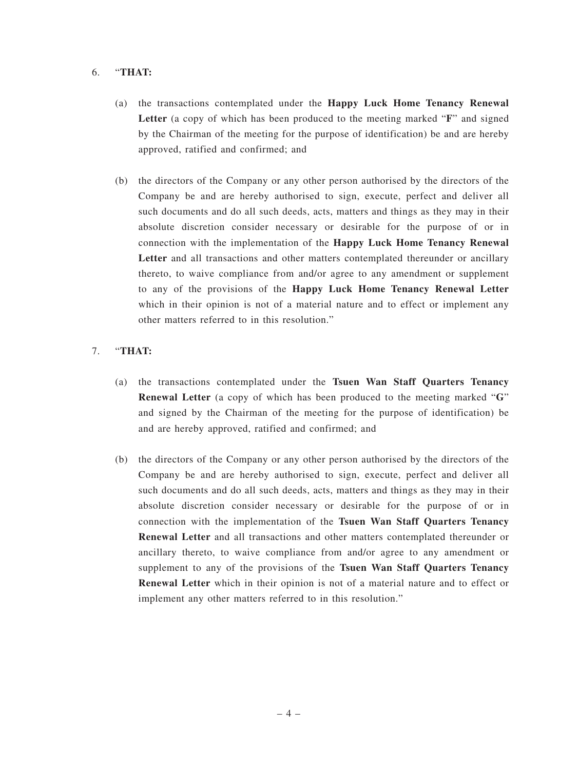6. "**THAT:**

   (a) the transactions contemplated under the **Happy Luck Home Tenancy Renewal Letter** (a copy of which has been produced to the meeting marked "**F**" and signed by the Chairman of the meeting for the purpose of identification) be and are hereby approved, ratified and confirmed; and

   (b) the directors of the Company or any other person authorised by the directors of the Company be and are hereby authorised to sign, execute, perfect and deliver all such documents and do all such deeds, acts, matters and things as they may in their absolute discretion consider necessary or desirable for the purpose of or in connection with the implementation of the **Happy Luck Home Tenancy Renewal Letter** and all transactions and other matters contemplated thereunder or ancillary thereto, to waive compliance from and/or agree to any amendment or supplement to any of the provisions of the **Happy Luck Home Tenancy Renewal Letter** which in their opinion is not of a material nature and to effect or implement any other matters referred to in this resolution."

7. "**THAT:**

   (a) the transactions contemplated under the **Tsuen Wan Staff Quarters Tenancy Renewal Letter** (a copy of which has been produced to the meeting marked "**G**" and signed by the Chairman of the meeting for the purpose of identification) be and are hereby approved, ratified and confirmed; and

   (b) the directors of the Company or any other person authorised by the directors of the Company be and are hereby authorised to sign, execute, perfect and deliver all such documents and do all such deeds, acts, matters and things as they may in their absolute discretion consider necessary or desirable for the purpose of or in connection with the implementation of the **Tsuen Wan Staff Quarters Tenancy Renewal Letter** and all transactions and other matters contemplated thereunder or ancillary thereto, to waive compliance from and/or agree to any amendment or supplement to any of the provisions of the **Tsuen Wan Staff Quarters Tenancy Renewal Letter** which in their opinion is not of a material nature and to effect or implement any other matters referred to in this resolution."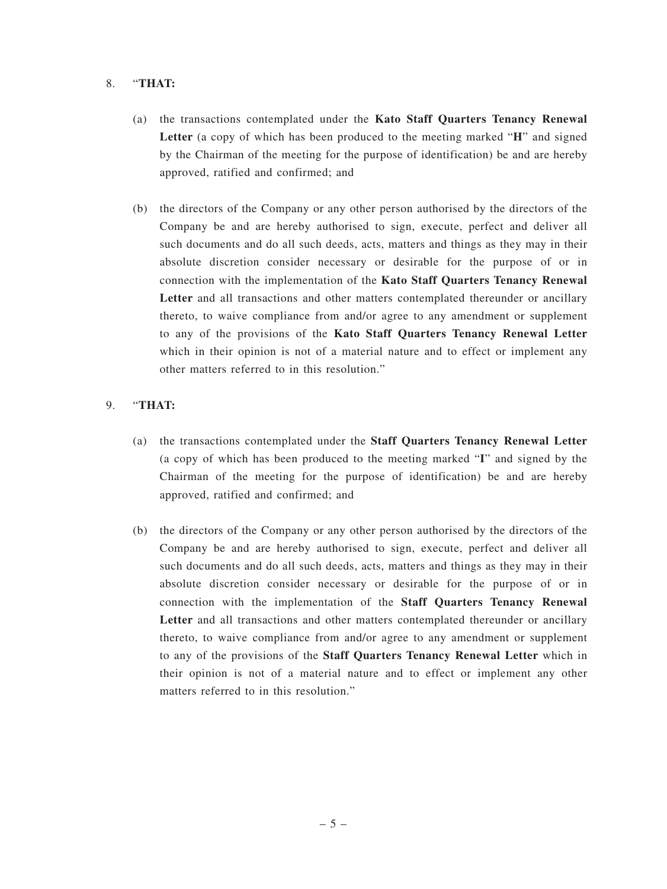8. "**THAT:**

   (a) the transactions contemplated under the **Kato Staff Quarters Tenancy Renewal Letter** (a copy of which has been produced to the meeting marked "**H**" and signed by the Chairman of the meeting for the purpose of identification) be and are hereby approved, ratified and confirmed; and

   (b) the directors of the Company or any other person authorised by the directors of the Company be and are hereby authorised to sign, execute, perfect and deliver all such documents and do all such deeds, acts, matters and things as they may in their absolute discretion consider necessary or desirable for the purpose of or in connection with the implementation of the **Kato Staff Quarters Tenancy Renewal Letter** and all transactions and other matters contemplated thereunder or ancillary thereto, to waive compliance from and/or agree to any amendment or supplement to any of the provisions of the **Kato Staff Quarters Tenancy Renewal Letter** which in their opinion is not of a material nature and to effect or implement any other matters referred to in this resolution."

9. "**THAT:**

   (a) the transactions contemplated under the **Staff Quarters Tenancy Renewal Letter** (a copy of which has been produced to the meeting marked "**I**" and signed by the Chairman of the meeting for the purpose of identification) be and are hereby approved, ratified and confirmed; and

   (b) the directors of the Company or any other person authorised by the directors of the Company be and are hereby authorised to sign, execute, perfect and deliver all such documents and do all such deeds, acts, matters and things as they may in their absolute discretion consider necessary or desirable for the purpose of or in connection with the implementation of the **Staff Quarters Tenancy Renewal Letter** and all transactions and other matters contemplated thereunder or ancillary thereto, to waive compliance from and/or agree to any amendment or supplement to any of the provisions of the **Staff Quarters Tenancy Renewal Letter** which in their opinion is not of a material nature and to effect or implement any other matters referred to in this resolution."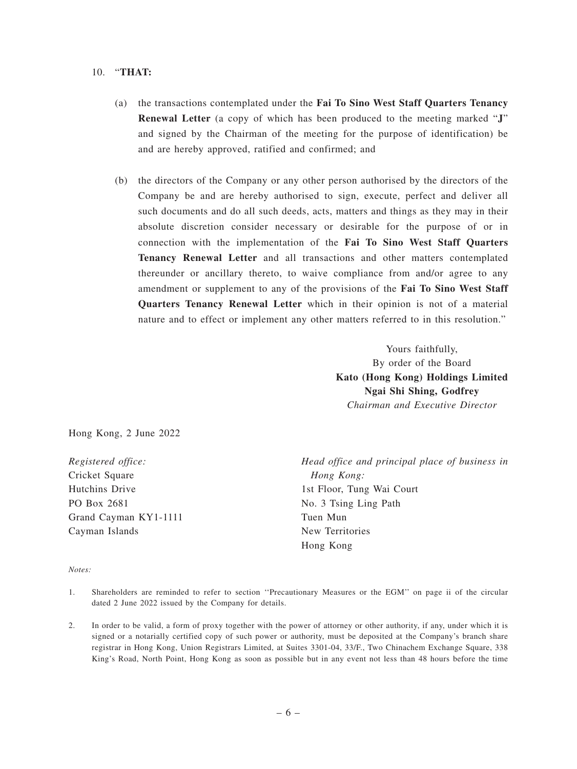10. "**THAT:**

 (a) the transactions contemplated under the **Fai To Sino West Staff Quarters Tenancy Renewal Letter** (a copy of which has been produced to the meeting marked "**J**" and signed by the Chairman of the meeting for the purpose of identification) be and are hereby approved, ratified and confirmed; and

 (b) the directors of the Company or any other person authorised by the directors of the Company be and are hereby authorised to sign, execute, perfect and deliver all such documents and do all such deeds, acts, matters and things as they may in their absolute discretion consider necessary or desirable for the purpose of or in connection with the implementation of the **Fai To Sino West Staff Quarters Tenancy Renewal Letter** and all transactions and other matters contemplated thereunder or ancillary thereto, to waive compliance from and/or agree to any amendment or supplement to any of the provisions of the **Fai To Sino West Staff Quarters Tenancy Renewal Letter** which in their opinion is not of a material nature and to effect or implement any other matters referred to in this resolution."

Yours faithfully,
By order of the Board
**Kato (Hong Kong) Holdings Limited**
**Ngai Shi Shing, Godfrey**
*Chairman and Executive Director*

Hong Kong, 2 June 2022

*Registered office:*
Cricket Square
Hutchins Drive
PO Box 2681
Grand Cayman KY1-1111
Cayman Islands

*Head office and principal place of business in Hong Kong:*
1st Floor, Tung Wai Court
No. 3 Tsing Ling Path
Tuen Mun
New Territories
Hong Kong

*Notes:*

1. Shareholders are reminded to refer to section ''Precautionary Measures or the EGM'' on page ii of the circular dated 2 June 2022 issued by the Company for details.

2. In order to be valid, a form of proxy together with the power of attorney or other authority, if any, under which it is signed or a notarially certified copy of such power or authority, must be deposited at the Company's branch share registrar in Hong Kong, Union Registrars Limited, at Suites 3301-04, 33/F., Two Chinachem Exchange Square, 338 King's Road, North Point, Hong Kong as soon as possible but in any event not less than 48 hours before the time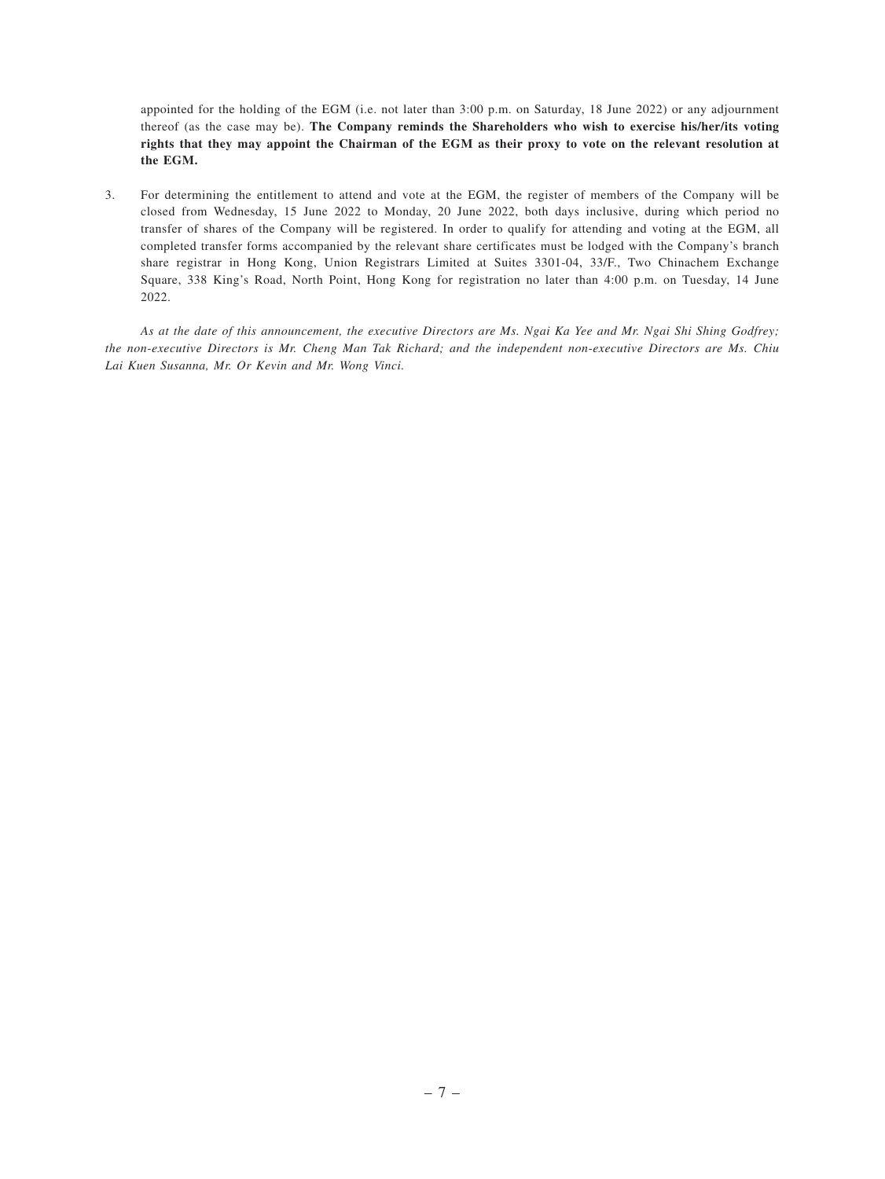appointed for the holding of the EGM (i.e. not later than 3:00 p.m. on Saturday, 18 June 2022) or any adjournment thereof (as the case may be). **The Company reminds the Shareholders who wish to exercise his/her/its voting rights that they may appoint the Chairman of the EGM as their proxy to vote on the relevant resolution at the EGM.**

3. For determining the entitlement to attend and vote at the EGM, the register of members of the Company will be closed from Wednesday, 15 June 2022 to Monday, 20 June 2022, both days inclusive, during which period no transfer of shares of the Company will be registered. In order to qualify for attending and voting at the EGM, all completed transfer forms accompanied by the relevant share certificates must be lodged with the Company's branch share registrar in Hong Kong, Union Registrars Limited at Suites 3301-04, 33/F., Two Chinachem Exchange Square, 338 King's Road, North Point, Hong Kong for registration no later than 4:00 p.m. on Tuesday, 14 June 2022.

*As at the date of this announcement, the executive Directors are Ms. Ngai Ka Yee and Mr. Ngai Shi Shing Godfrey; the non-executive Directors is Mr. Cheng Man Tak Richard; and the independent non-executive Directors are Ms. Chiu Lai Kuen Susanna, Mr. Or Kevin and Mr. Wong Vinci.*